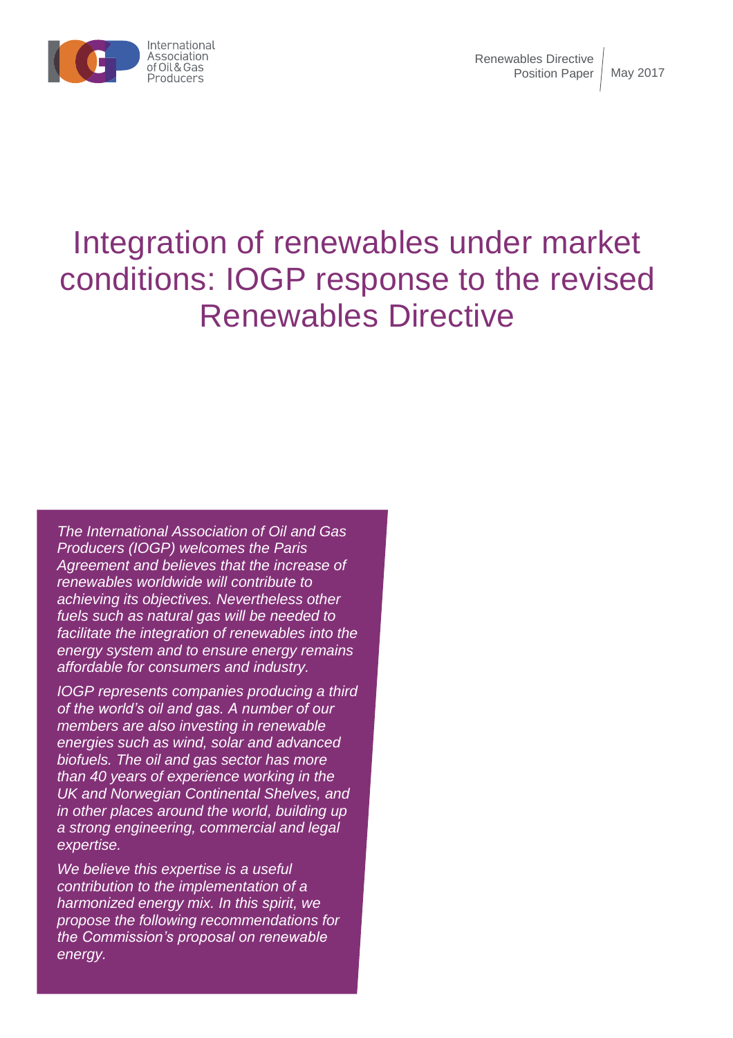Renewables Directive Position Paper | May 2017

# Integration of renewables under market conditions: IOGP response to the revised Renewables Directive

*The International Association of Oil and Gas Producers (IOGP) welcomes the Paris Agreement and believes that the increase of renewables worldwide will contribute to achieving its objectives. Nevertheless other fuels such as natural gas will be needed to facilitate the integration of renewables into the energy system and to ensure energy remains affordable for consumers and industry.*

*IOGP represents companies producing a third of the world's oil and gas. A number of our members are also investing in renewable energies such as wind, solar and advanced biofuels. The oil and gas sector has more than 40 years of experience working in the UK and Norwegian Continental Shelves, and in other places around the world, building up a strong engineering, commercial and legal expertise.*

*We believe this expertise is a useful contribution to the implementation of a harmonized energy mix. In this spirit, we propose the following recommendations for the Commission's proposal on renewable energy.*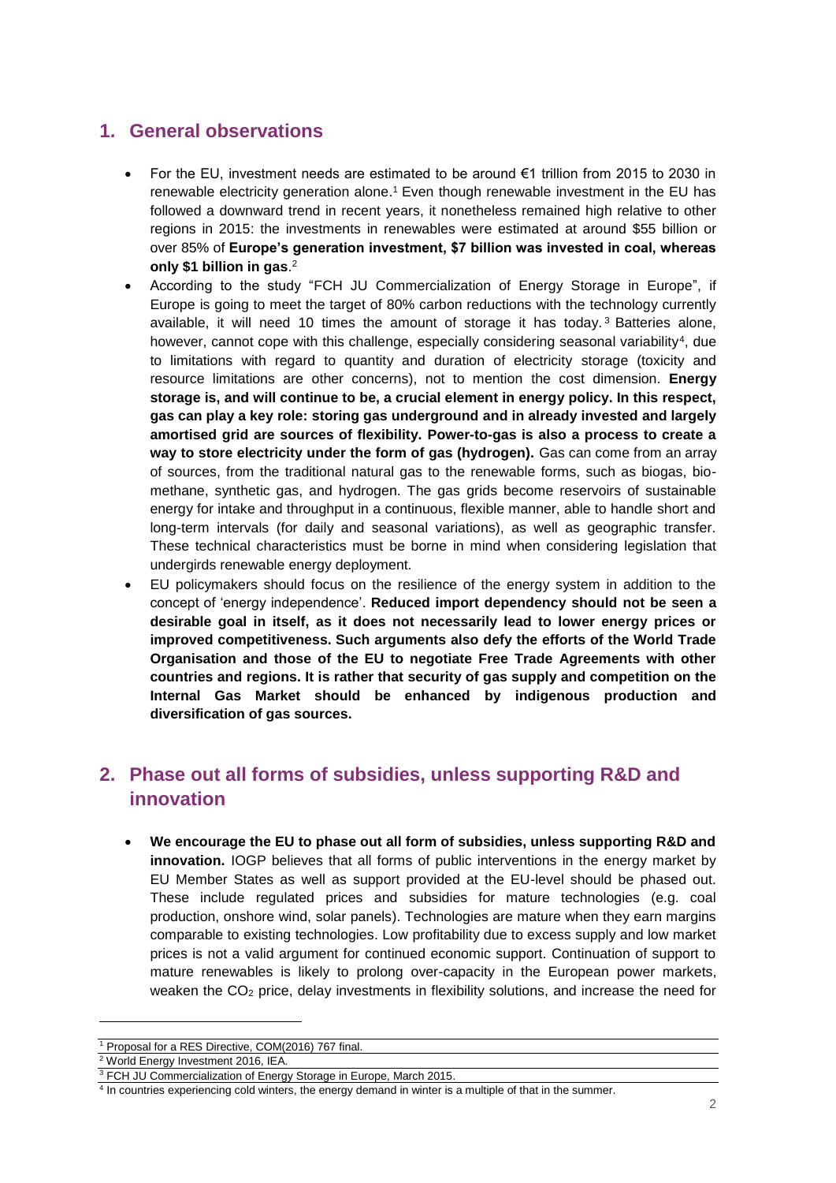## 1. General observations

- For the EU, investment needs are estimated to be around €1 trillion from 2015 to 2030 in renewable electricity generation alone.[1] Even though renewable investment in the EU has followed a downward trend in recent years, it nonetheless remained high relative to other regions in 2015: the investments in renewables were estimated at around $55 billion or over 85% of **Europe's generation investment, $7 billion was invested in coal, whereas only $1 billion in gas**.[2]
- According to the study "FCH JU Commercialization of Energy Storage in Europe", if Europe is going to meet the target of 80% carbon reductions with the technology currently available, it will need 10 times the amount of storage it has today.[3] Batteries alone, however, cannot cope with this challenge, especially considering seasonal variability[4], due to limitations with regard to quantity and duration of electricity storage (toxicity and resource limitations are other concerns), not to mention the cost dimension. **Energy storage is, and will continue to be, a crucial element in energy policy. In this respect, gas can play a key role: storing gas underground and in already invested and largely amortised grid are sources of flexibility. Power-to-gas is also a process to create a way to store electricity under the form of gas (hydrogen).** Gas can come from an array of sources, from the traditional natural gas to the renewable forms, such as biogas, bio-methane, synthetic gas, and hydrogen. The gas grids become reservoirs of sustainable energy for intake and throughput in a continuous, flexible manner, able to handle short and long-term intervals (for daily and seasonal variations), as well as geographic transfer. These technical characteristics must be borne in mind when considering legislation that undergirds renewable energy deployment.
- EU policymakers should focus on the resilience of the energy system in addition to the concept of 'energy independence'. **Reduced import dependency should not be seen a desirable goal in itself, as it does not necessarily lead to lower energy prices or improved competitiveness. Such arguments also defy the efforts of the World Trade Organisation and those of the EU to negotiate Free Trade Agreements with other countries and regions. It is rather that security of gas supply and competition on the Internal Gas Market should be enhanced by indigenous production and diversification of gas sources.**

## 2. Phase out all forms of subsidies, unless supporting R&D and innovation

- **We encourage the EU to phase out all form of subsidies, unless supporting R&D and innovation.** IOGP believes that all forms of public interventions in the energy market by EU Member States as well as support provided at the EU-level should be phased out. These include regulated prices and subsidies for mature technologies (e.g. coal production, onshore wind, solar panels). Technologies are mature when they earn margins comparable to existing technologies. Low profitability due to excess supply and low market prices is not a valid argument for continued economic support. Continuation of support to mature renewables is likely to prolong over-capacity in the European power markets, weaken the $CO_2$ price, delay investments in flexibility solutions, and increase the need for

---

[1] Proposal for a RES Directive, COM(2016) 767 final.

[2] World Energy Investment 2016, IEA.

[3] FCH JU Commercialization of Energy Storage in Europe, March 2015.

[4] In countries experiencing cold winters, the energy demand in winter is a multiple of that in the summer.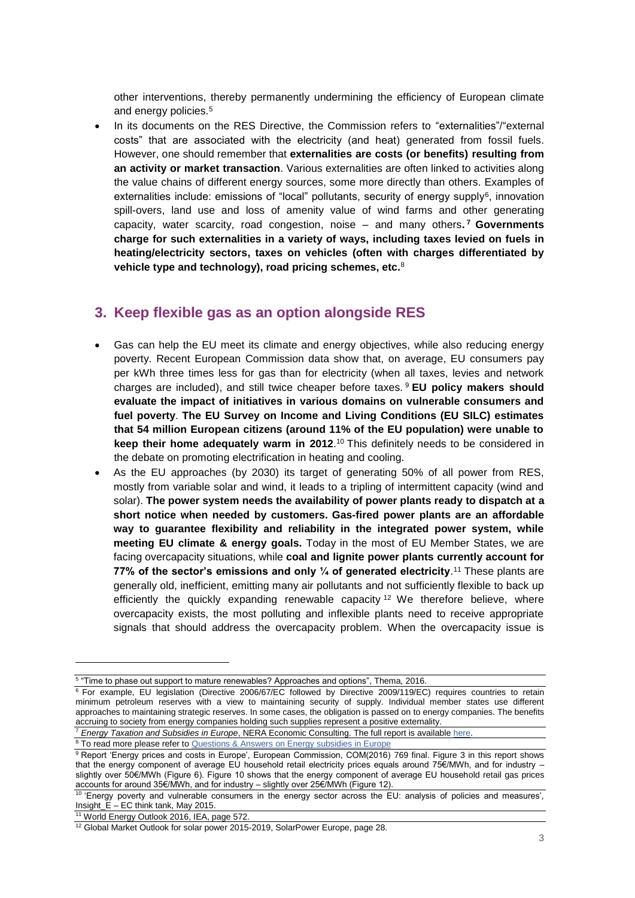other interventions, thereby permanently undermining the efficiency of European climate and energy policies.[5]

- In its documents on the RES Directive, the Commission refers to "externalities"/"external costs" that are associated with the electricity (and heat) generated from fossil fuels. However, one should remember that **externalities are costs (or benefits) resulting from an activity or market transaction**. Various externalities are often linked to activities along the value chains of different energy sources, some more directly than others. Examples of externalities include: emissions of "local" pollutants, security of energy supply[6], innovation spill-overs, land use and loss of amenity value of wind farms and other generating capacity, water scarcity, road congestion, noise – and many others.[7] **Governments charge for such externalities in a variety of ways, including taxes levied on fuels in heating/electricity sectors, taxes on vehicles (often with charges differentiated by vehicle type and technology), road pricing schemes, etc.**[8]

## 3. Keep flexible gas as an option alongside RES

- Gas can help the EU meet its climate and energy objectives, while also reducing energy poverty. Recent European Commission data show that, on average, EU consumers pay per kWh three times less for gas than for electricity (when all taxes, levies and network charges are included), and still twice cheaper before taxes.[9] **EU policy makers should evaluate the impact of initiatives in various domains on vulnerable consumers and fuel poverty**. **The EU Survey on Income and Living Conditions (EU SILC) estimates that 54 million European citizens (around 11% of the EU population) were unable to keep their home adequately warm in 2012**.[10] This definitely needs to be considered in the debate on promoting electrification in heating and cooling.
- As the EU approaches (by 2030) its target of generating 50% of all power from RES, mostly from variable solar and wind, it leads to a tripling of intermittent capacity (wind and solar). **The power system needs the availability of power plants ready to dispatch at a short notice when needed by customers. Gas-fired power plants are an affordable way to guarantee flexibility and reliability in the integrated power system, while meeting EU climate & energy goals.** Today in the most of EU Member States, we are facing overcapacity situations, while **coal and lignite power plants currently account for 77% of the sector's emissions and only ¼ of generated electricity**.[11] These plants are generally old, inefficient, emitting many air pollutants and not sufficiently flexible to back up efficiently the quickly expanding renewable capacity[12] We therefore believe, where overcapacity exists, the most polluting and inflexible plants need to receive appropriate signals that should address the overcapacity problem. When the overcapacity issue is

---

[5] "Time to phase out support to mature renewables? Approaches and options", Thema, 2016.

[6] For example, EU legislation (Directive 2006/67/EC followed by Directive 2009/119/EC) requires countries to retain minimum petroleum reserves with a view to maintaining security of supply. Individual member states use different approaches to maintaining strategic reserves. In some cases, the obligation is passed on to energy companies. The benefits accruing to society from energy companies holding such supplies represent a positive externality.

[7] *Energy Taxation and Subsidies in Europe*, NERA Economic Consulting. The full report is available here.

[8] To read more please refer to Questions & Answers on Energy subsidies in Europe

[9] Report 'Energy prices and costs in Europe', European Commission, COM(2016) 769 final. Figure 3 in this report shows that the energy component of average EU household retail electricity prices equals around 75€/MWh, and for industry – slightly over 50€/MWh (Figure 6). Figure 10 shows that the energy component of average EU household retail gas prices accounts for around 35€/MWh, and for industry – slightly over 25€/MWh (Figure 12).

[10] 'Energy poverty and vulnerable consumers in the energy sector across the EU: analysis of policies and measures', Insight_E – EC think tank, May 2015.

[11] World Energy Outlook 2016, IEA, page 572.

[12] Global Market Outlook for solar power 2015-2019, SolarPower Europe, page 28.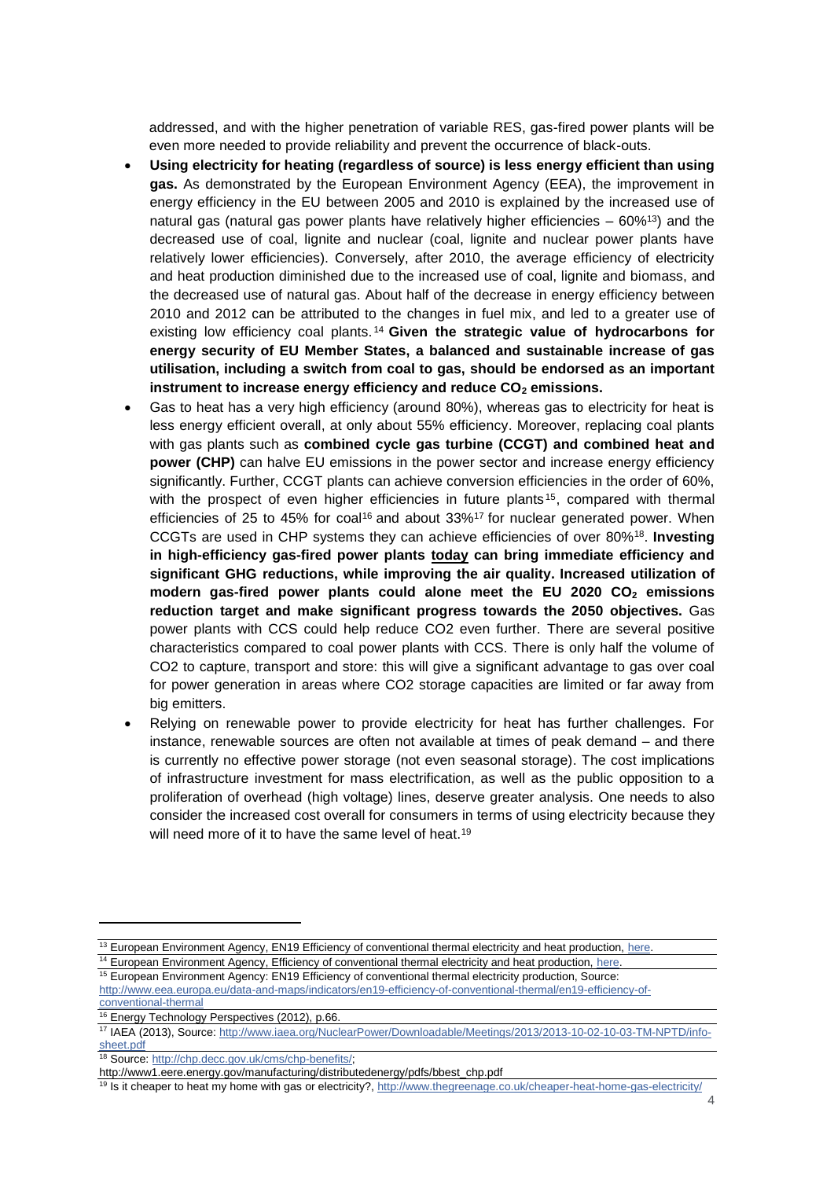addressed, and with the higher penetration of variable RES, gas-fired power plants will be even more needed to provide reliability and prevent the occurrence of black-outs.

- **Using electricity for heating (regardless of source) is less energy efficient than using gas.** As demonstrated by the European Environment Agency (EEA), the improvement in energy efficiency in the EU between 2005 and 2010 is explained by the increased use of natural gas (natural gas power plants have relatively higher efficiencies – 60%[13]) and the decreased use of coal, lignite and nuclear (coal, lignite and nuclear power plants have relatively lower efficiencies). Conversely, after 2010, the average efficiency of electricity and heat production diminished due to the increased use of coal, lignite and biomass, and the decreased use of natural gas. About half of the decrease in energy efficiency between 2010 and 2012 can be attributed to the changes in fuel mix, and led to a greater use of existing low efficiency coal plants.[14] **Given the strategic value of hydrocarbons for energy security of EU Member States, a balanced and sustainable increase of gas utilisation, including a switch from coal to gas, should be endorsed as an important instrument to increase energy efficiency and reduce $CO_2$ emissions.**
- Gas to heat has a very high efficiency (around 80%), whereas gas to electricity for heat is less energy efficient overall, at only about 55% efficiency. Moreover, replacing coal plants with gas plants such as **combined cycle gas turbine (CCGT) and combined heat and power (CHP)** can halve EU emissions in the power sector and increase energy efficiency significantly. Further, CCGT plants can achieve conversion efficiencies in the order of 60%, with the prospect of even higher efficiencies in future plants[15], compared with thermal efficiencies of 25 to 45% for coal[16] and about 33%[17] for nuclear generated power. When CCGTs are used in CHP systems they can achieve efficiencies of over 80%[18]. **Investing in high-efficiency gas-fired power plants today can bring immediate efficiency and significant GHG reductions, while improving the air quality. Increased utilization of modern gas-fired power plants could alone meet the EU 2020 $CO_2$ emissions reduction target and make significant progress towards the 2050 objectives.** Gas power plants with CCS could help reduce CO2 even further. There are several positive characteristics compared to coal power plants with CCS. There is only half the volume of CO2 to capture, transport and store: this will give a significant advantage to gas over coal for power generation in areas where CO2 storage capacities are limited or far away from big emitters.
- Relying on renewable power to provide electricity for heat has further challenges. For instance, renewable sources are often not available at times of peak demand – and there is currently no effective power storage (not even seasonal storage). The cost implications of infrastructure investment for mass electrification, as well as the public opposition to a proliferation of overhead (high voltage) lines, deserve greater analysis. One needs to also consider the increased cost overall for consumers in terms of using electricity because they will need more of it to have the same level of heat.[19]

---

[13] European Environment Agency, EN19 Efficiency of conventional thermal electricity and heat production, here.

[14] European Environment Agency, Efficiency of conventional thermal electricity and heat production, here.

[15] European Environment Agency: EN19 Efficiency of conventional thermal electricity production, Source: http://www.eea.europa.eu/data-and-maps/indicators/en19-efficiency-of-conventional-thermal/en19-efficiency-of-conventional-thermal

[16] Energy Technology Perspectives (2012), p.66.

[17] IAEA (2013), Source: http://www.iaea.org/NuclearPower/Downloadable/Meetings/2013/2013-10-02-10-03-TM-NPTD/info-sheet.pdf

[18] Source: http://chp.decc.gov.uk/cms/chp-benefits/; http://www1.eere.energy.gov/manufacturing/distributedenergy/pdfs/bbest_chp.pdf

[19] Is it cheaper to heat my home with gas or electricity?, http://www.thegreenage.co.uk/cheaper-heat-home-gas-electricity/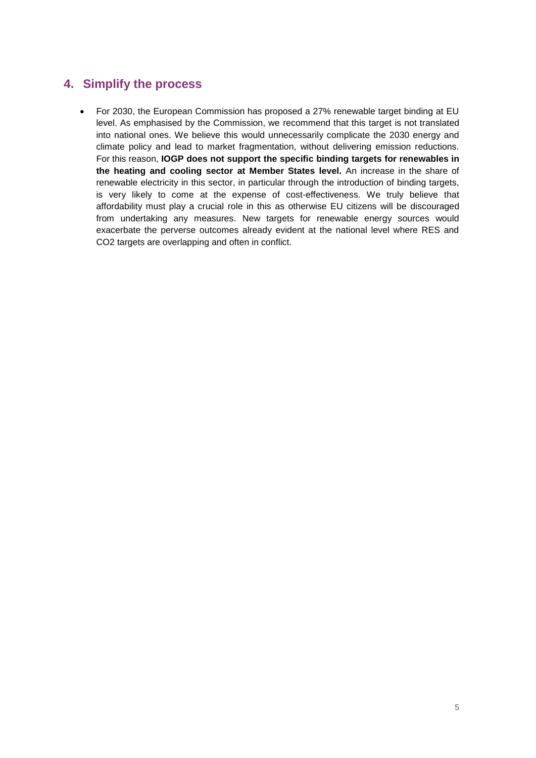## 4. Simplify the process

- For 2030, the European Commission has proposed a 27% renewable target binding at EU level. As emphasised by the Commission, we recommend that this target is not translated into national ones. We believe this would unnecessarily complicate the 2030 energy and climate policy and lead to market fragmentation, without delivering emission reductions. For this reason, **IOGP does not support the specific binding targets for renewables in the heating and cooling sector at Member States level.** An increase in the share of renewable electricity in this sector, in particular through the introduction of binding targets, is very likely to come at the expense of cost-effectiveness. We truly believe that affordability must play a crucial role in this as otherwise EU citizens will be discouraged from undertaking any measures. New targets for renewable energy sources would exacerbate the perverse outcomes already evident at the national level where RES and $CO_2$ targets are overlapping and often in conflict.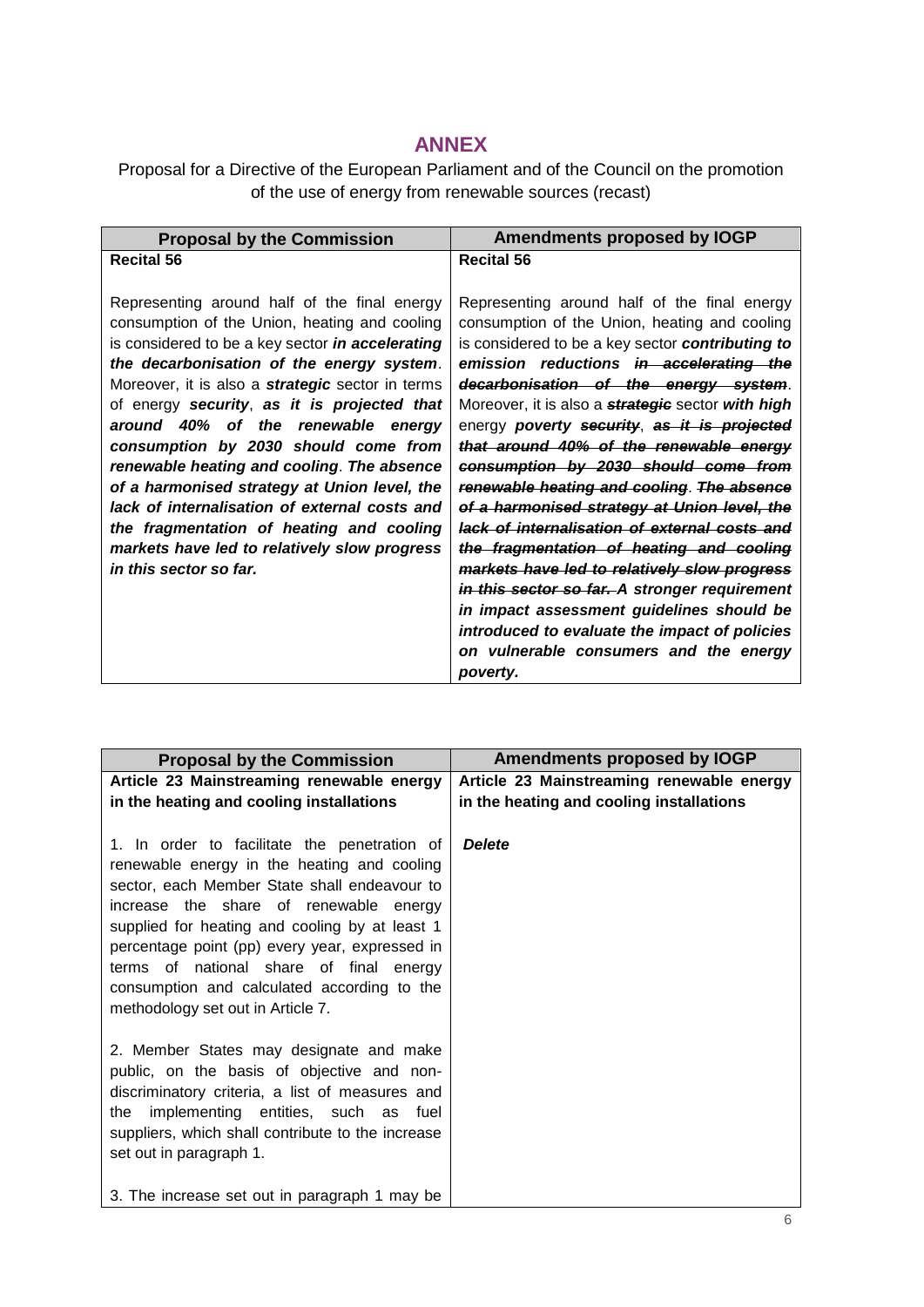# ANNEX

Proposal for a Directive of the European Parliament and of the Council on the promotion of the use of energy from renewable sources (recast)

| Proposal by the Commission | Amendments proposed by IOGP |
|---|---|
| **Recital 56** | **Recital 56** |
| Representing around half of the final energy consumption of the Union, heating and cooling is considered to be a key sector ***in accelerating the decarbonisation of the energy system***. Moreover, it is also a ***strategic*** sector in terms of energy ***security***, ***as it is projected that around 40% of the renewable energy consumption by 2030 should come from renewable heating and cooling***. ***The absence of a harmonised strategy at Union level, the lack of internalisation of external costs and the fragmentation of heating and cooling markets have led to relatively slow progress in this sector so far.*** | Representing around half of the final energy consumption of the Union, heating and cooling is considered to be a key sector ***contributing to emission reductions*** ~~***in accelerating the decarbonisation of the energy system***~~. Moreover, it is also a ~~***strategic***~~ sector ***with high*** energy ***poverty*** ~~***security***~~, ~~***as it is projected that around 40% of the renewable energy consumption by 2030 should come from renewable heating and cooling***~~. ~~***The absence of a harmonised strategy at Union level, the lack of internalisation of external costs and the fragmentation of heating and cooling markets have led to relatively slow progress in this sector so far.***~~ ***A stronger requirement in impact assessment guidelines should be introduced to evaluate the impact of policies on vulnerable consumers and the energy poverty.*** |

| Proposal by the Commission | Amendments proposed by IOGP |
|---|---|
| **Article 23 Mainstreaming renewable energy in the heating and cooling installations** | **Article 23 Mainstreaming renewable energy in the heating and cooling installations** |
| 1. In order to facilitate the penetration of renewable energy in the heating and cooling sector, each Member State shall endeavour to increase the share of renewable energy supplied for heating and cooling by at least 1 percentage point (pp) every year, expressed in terms of national share of final energy consumption and calculated according to the methodology set out in Article 7.<br><br>2. Member States may designate and make public, on the basis of objective and non-discriminatory criteria, a list of measures and the implementing entities, such as fuel suppliers, which shall contribute to the increase set out in paragraph 1.<br><br>3. The increase set out in paragraph 1 may be | ***Delete*** |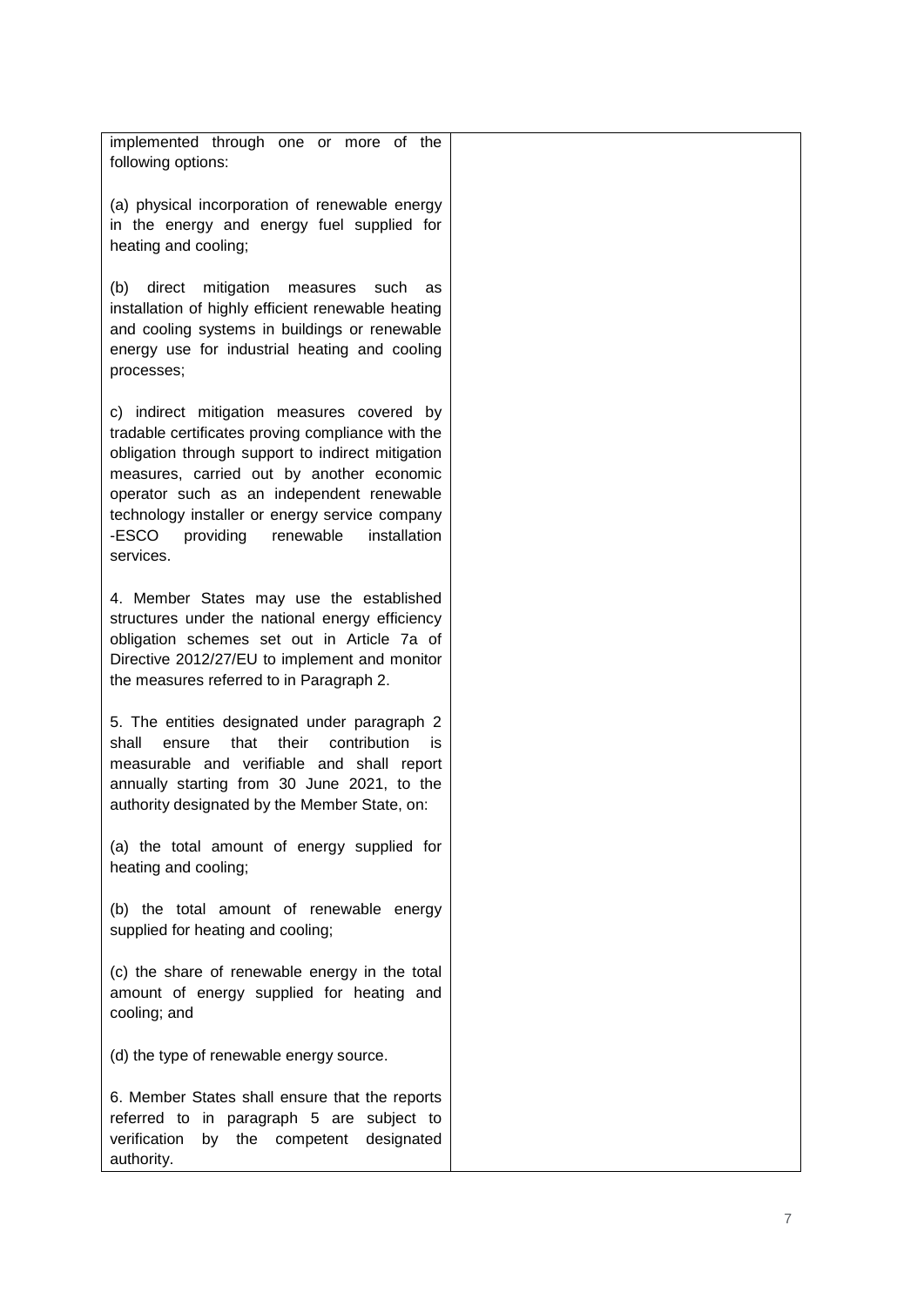| | |
|---|---|
| implemented through one or more of the following options:<br><br>(a) physical incorporation of renewable energy in the energy and energy fuel supplied for heating and cooling;<br><br>(b) direct mitigation measures such as installation of highly efficient renewable heating and cooling systems in buildings or renewable energy use for industrial heating and cooling processes;<br><br>c) indirect mitigation measures covered by tradable certificates proving compliance with the obligation through support to indirect mitigation measures, carried out by another economic operator such as an independent renewable technology installer or energy service company -ESCO providing renewable installation services.<br><br>4. Member States may use the established structures under the national energy efficiency obligation schemes set out in Article 7a of Directive 2012/27/EU to implement and monitor the measures referred to in Paragraph 2.<br><br>5. The entities designated under paragraph 2 shall ensure that their contribution is measurable and verifiable and shall report annually starting from 30 June 2021, to the authority designated by the Member State, on:<br><br>(a) the total amount of energy supplied for heating and cooling;<br><br>(b) the total amount of renewable energy supplied for heating and cooling;<br><br>(c) the share of renewable energy in the total amount of energy supplied for heating and cooling; and<br><br>(d) the type of renewable energy source.<br><br>6. Member States shall ensure that the reports referred to in paragraph 5 are subject to verification by the competent designated authority. | |